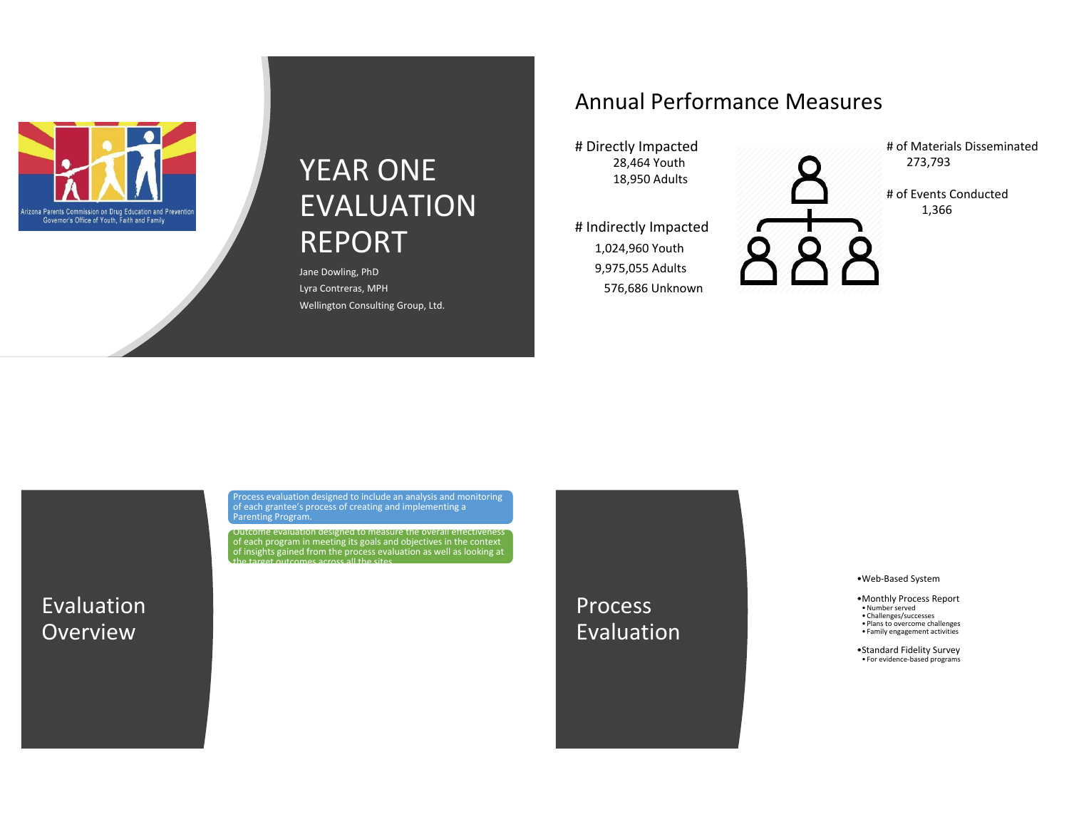# YEAR ONE EVALUATION REPORT

Jane Dowling, PhD
Lyra Contreras, MPH
Wellington Consulting Group, Ltd.

Arizona Parents Commission on Drug Education and Prevention
Governor's Office of Youth, Faith and Family

## Annual Performance Measures

# Directly Impacted
28,464 Youth
18,950 Adults

# Indirectly Impacted
1,024,960 Youth
9,975,055 Adults
576,686 Unknown

# of Materials Disseminated
273,793

# of Events Conducted
1,366

## Evaluation Overview

Process evaluation designed to include an analysis and monitoring of each grantee's process of creating and implementing a Parenting Program.

Outcome evaluation designed to measure the overall effectiveness of each program in meeting its goals and objectives in the context of insights gained from the process evaluation as well as looking at the target outcomes across all the sites.

## Process Evaluation

- Web-Based System
- Monthly Process Report
  - Number served
  - Challenges/successes
  - Plans to overcome challenges
  - Family engagement activities
- Standard Fidelity Survey
  - For evidence-based programs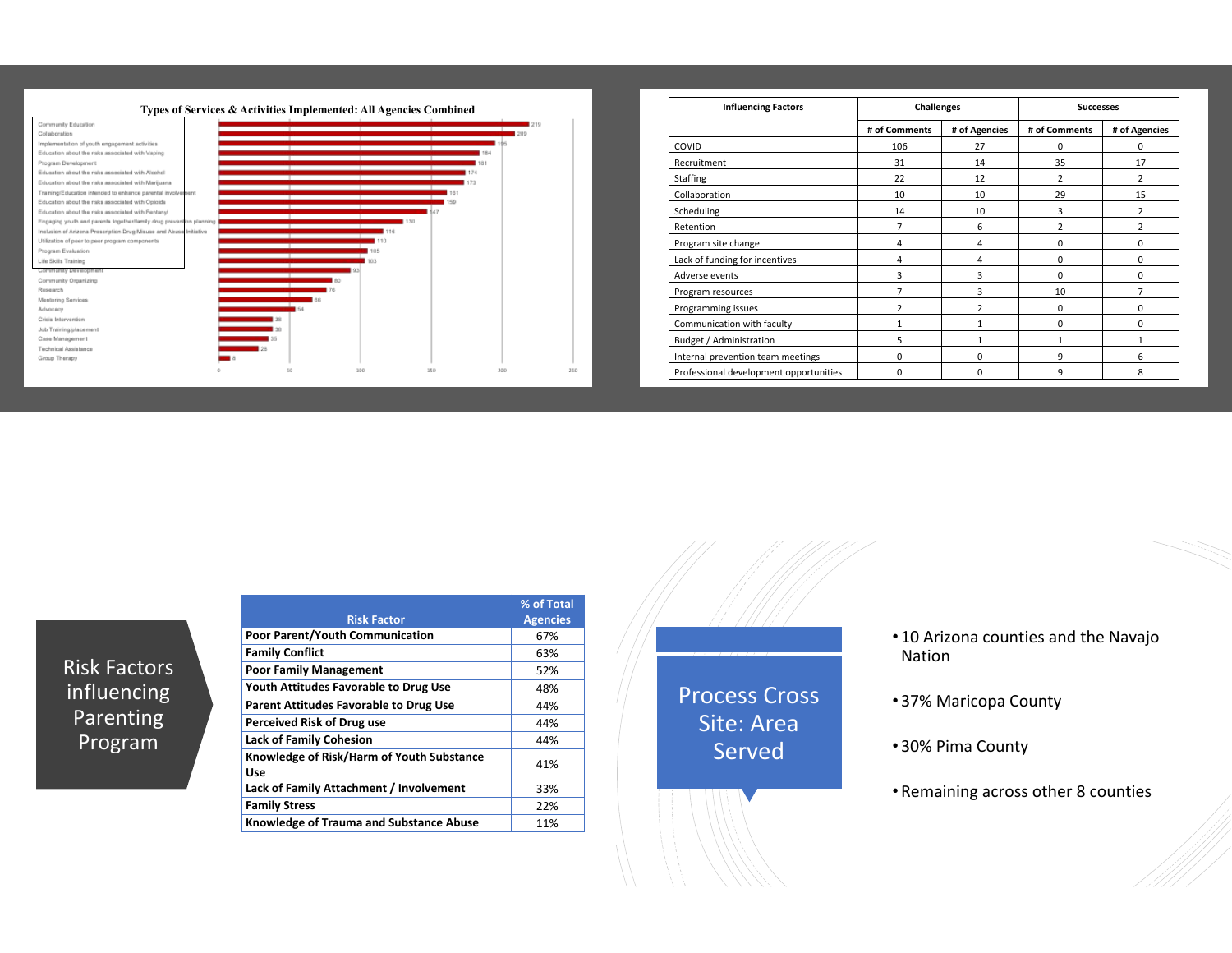## Types of Services & Activities Implemented: All Agencies Combined

| Service/Activity | Count |
|---|---|
| Community Education | 219 |
| Collaboration | 209 |
| Implementation of youth engagement activities | 195 |
| Education about the risks associated with Vaping | 184 |
| Program Development | 181 |
| Education about the risks associated with Alcohol | 174 |
| Education about the risks associated with Marijuana | 173 |
| Training/Education intended to enhance parental involvement | 161 |
| Education about the risks associated with Opioids | 159 |
| Education about the risks associated with Fentanyl | 147 |
| Engaging youth and parents together/family drug prevention planning | 130 |
| Inclusion of Arizona Prescription Drug Misuse and Abuse Initiative | 116 |
| Utilization of peer to peer program components | 110 |
| Program Evaluation | 105 |
| Life Skills Training | 103 |
| Community Development | 93 |
| Community Organizing | 80 |
| Research | 76 |
| Mentoring Services | 66 |
| Advocacy | 54 |
| Crisis Intervention | 38 |
| Job Training/placement | 38 |
| Case Management | 35 |
| Technical Assistance | 28 |
| Group Therapy | 8 |

| Influencing Factors | Challenges | | Successes | |
|---|---|---|---|---|
| | # of Comments | # of Agencies | # of Comments | # of Agencies |
| COVID | 106 | 27 | 0 | 0 |
| Recruitment | 31 | 14 | 35 | 17 |
| Staffing | 22 | 12 | 2 | 2 |
| Collaboration | 10 | 10 | 29 | 15 |
| Scheduling | 14 | 10 | 3 | 2 |
| Retention | 7 | 6 | 2 | 2 |
| Program site change | 4 | 4 | 0 | 0 |
| Lack of funding for incentives | 4 | 4 | 0 | 0 |
| Adverse events | 3 | 3 | 0 | 0 |
| Program resources | 7 | 3 | 10 | 7 |
| Programming issues | 2 | 2 | 0 | 0 |
| Communication with faculty | 1 | 1 | 0 | 0 |
| Budget / Administration | 5 | 1 | 1 | 1 |
| Internal prevention team meetings | 0 | 0 | 9 | 6 |
| Professional development opportunities | 0 | 0 | 9 | 8 |

## Risk Factors influencing Parenting Program

| Risk Factor | % of Total Agencies |
|---|---|
| **Poor Parent/Youth Communication** | 67% |
| **Family Conflict** | 63% |
| **Poor Family Management** | 52% |
| **Youth Attitudes Favorable to Drug Use** | 48% |
| **Parent Attitudes Favorable to Drug Use** | 44% |
| **Perceived Risk of Drug use** | 44% |
| **Lack of Family Cohesion** | 44% |
| **Knowledge of Risk/Harm of Youth Substance Use** | 41% |
| **Lack of Family Attachment / Involvement** | 33% |
| **Family Stress** | 22% |
| **Knowledge of Trauma and Substance Abuse** | 11% |

## Process Cross Site: Area Served

- 10 Arizona counties and the Navajo Nation
- 37% Maricopa County
- 30% Pima County
- Remaining across other 8 counties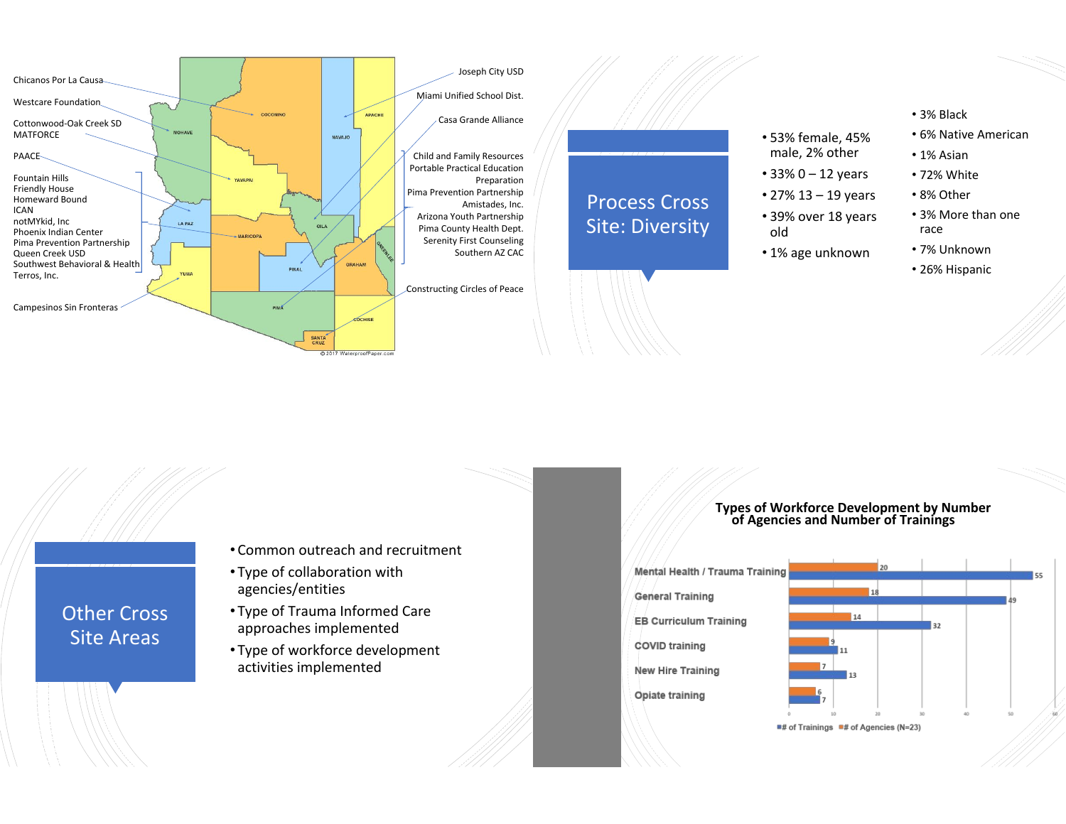Chicanos Por La Causa
Westcare Foundation
Cottonwood-Oak Creek SD
MATFORCE
PAACE
Fountain Hills
Friendly House
Homeward Bound
ICAN
notMYkid, Inc
Phoenix Indian Center
Pima Prevention Partnership
Queen Creek USD
Southwest Behavioral & Health
Terros, Inc.
Campesinos Sin Fronteras

Joseph City USD
Miami Unified School Dist.
Casa Grande Alliance
Child and Family Resources
Portable Practical Education Preparation
Pima Prevention Partnership
Amistades, Inc.
Arizona Youth Partnership
Pima County Health Dept.
Serenity First Counseling
Southern AZ CAC
Constructing Circles of Peace

COCONINO, MOHAVE, YAVAPAI, NAVAJO, APACHE, LA PAZ, MARICOPA, GILA, GREENLEE, YUMA, PINAL, GRAHAM, PIMA, COCHISE, SANTA CRUZ

© 2017 WaterproofPaper.com

## Process Cross Site: Diversity

- 53% female, 45% male, 2% other
- 33% 0 – 12 years
- 27% 13 – 19 years
- 39% over 18 years old
- 1% age unknown

- 3% Black
- 6% Native American
- 1% Asian
- 72% White
- 8% Other
- 3% More than one race
- 7% Unknown
- 26% Hispanic

## Other Cross Site Areas

- Common outreach and recruitment
- Type of collaboration with agencies/entities
- Type of Trauma Informed Care approaches implemented
- Type of workforce development activities implemented

**Types of Workforce Development by Number of Agencies and Number of Trainings**

| Type | # of Agencies (N=23) | # of Trainings |
|---|---|---|
| Mental Health / Trauma Training | 20 | 55 |
| General Training | 18 | 49 |
| EB Curriculum Training | 14 | 32 |
| COVID training | 9 | 11 |
| New Hire Training | 7 | 13 |
| Opiate training | 6 | 7 |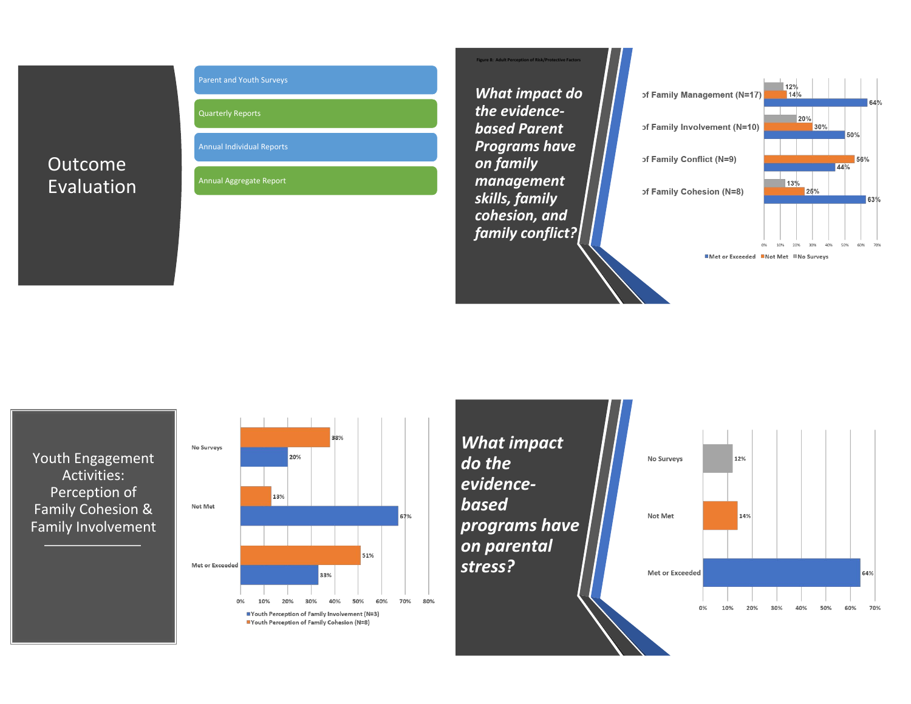## Outcome Evaluation

- Parent and Youth Surveys
- Quarterly Reports
- Annual Individual Reports
- Annual Aggregate Report

Figure 8: Adult Perception of Risk/Protective Factors

***What impact do the evidence-based Parent Programs have on family management skills, family cohesion, and family conflict?***

| | Met or Exceeded | Not Met | No Surveys |
|---|---|---|---|
| of Family Management (N=17) | 64% | 14% | 12% |
| of Family Involvement (N=10) | 50% | 30% | 20% |
| of Family Conflict (N=9) | 44% | 56% | |
| of Family Cohesion (N=8) | 63% | 25% | 13% |

## Youth Engagement Activities: Perception of Family Cohesion & Family Involvement

| | Youth Perception of Family Involvement (N=3) | Youth Perception of Family Cohesion (N=8) |
|---|---|---|
| No Surveys | 20% | 38% |
| Not Met | 67% | 13% |
| Met or Exceeded | 33% | 51% |

***What impact do the evidence-based programs have on parental stress?***

| | |
|---|---|
| No Surveys | 12% |
| Not Met | 14% |
| Met or Exceeded | 64% |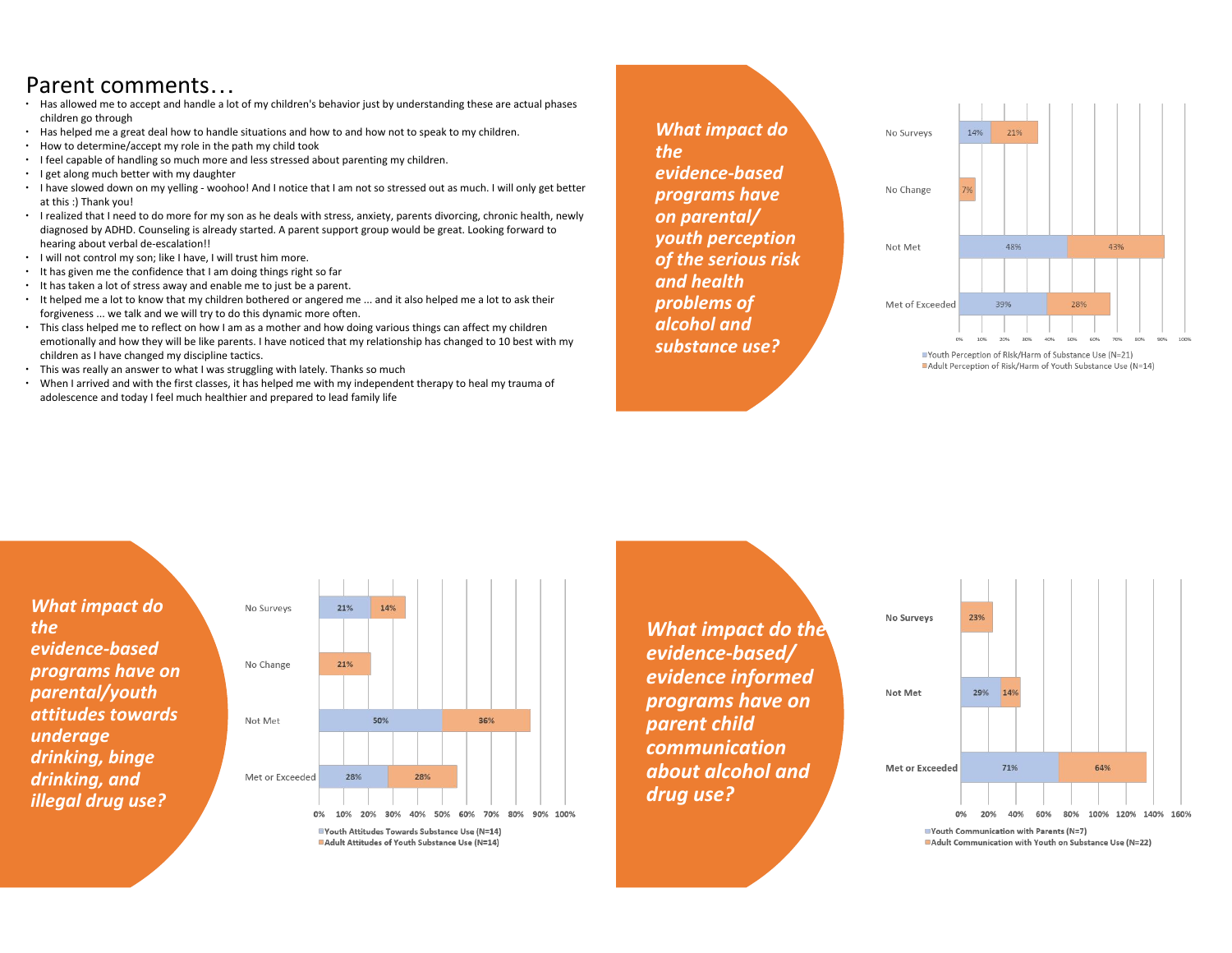## Parent comments…

- Has allowed me to accept and handle a lot of my children's behavior just by understanding these are actual phases children go through
- Has helped me a great deal how to handle situations and how to and how not to speak to my children.
- How to determine/accept my role in the path my child took
- I feel capable of handling so much more and less stressed about parenting my children.
- I get along much better with my daughter
- I have slowed down on my yelling - woohoo! And I notice that I am not so stressed out as much. I will only get better at this :) Thank you!
- I realized that I need to do more for my son as he deals with stress, anxiety, parents divorcing, chronic health, newly diagnosed by ADHD. Counseling is already started. A parent support group would be great. Looking forward to hearing about verbal de-escalation!!
- I will not control my son; like I have, I will trust him more.
- It has given me the confidence that I am doing things right so far
- It has taken a lot of stress away and enable me to just be a parent.
- It helped me a lot to know that my children bothered or angered me ... and it also helped me a lot to ask their forgiveness ... we talk and we will try to do this dynamic more often.
- This class helped me to reflect on how I am as a mother and how doing various things can affect my children emotionally and how they will be like parents. I have noticed that my relationship has changed to 10 best with my children as I have changed my discipline tactics.
- This was really an answer to what I was struggling with lately. Thanks so much
- When I arrived and with the first classes, it has helped me with my independent therapy to heal my trauma of adolescence and today I feel much healthier and prepared to lead family life

## *What impact do the evidence-based programs have on parental/youth perception of the serious risk and health problems of alcohol and substance use?*

| | Youth Perception of Risk/Harm of Substance Use (N=21) | Adult Perception of Risk/Harm of Youth Substance Use (N=14) |
|---|---|---|
| No Surveys | 14% | 21% |
| No Change | | 7% |
| Not Met | 48% | 43% |
| Met of Exceeded | 39% | 28% |

## *What impact do the evidence-based programs have on parental/youth attitudes towards underage drinking, binge drinking, and illegal drug use?*

| | Youth Attitudes Towards Substance Use (N=14) | Adult Attitudes of Youth Substance Use (N=14) |
|---|---|---|
| No Surveys | 21% | 14% |
| No Change | | 21% |
| Not Met | 50% | 36% |
| Met or Exceeded | 28% | 28% |

## *What impact do the evidence-based/ evidence informed programs have on parent child communication about alcohol and drug use?*

| | Youth Communication with Parents (N=7) | Adult Communication with Youth on Substance Use (N=22) |
|---|---|---|
| No Surveys | | 23% |
| Not Met | 29% | 14% |
| Met or Exceeded | 71% | 64% |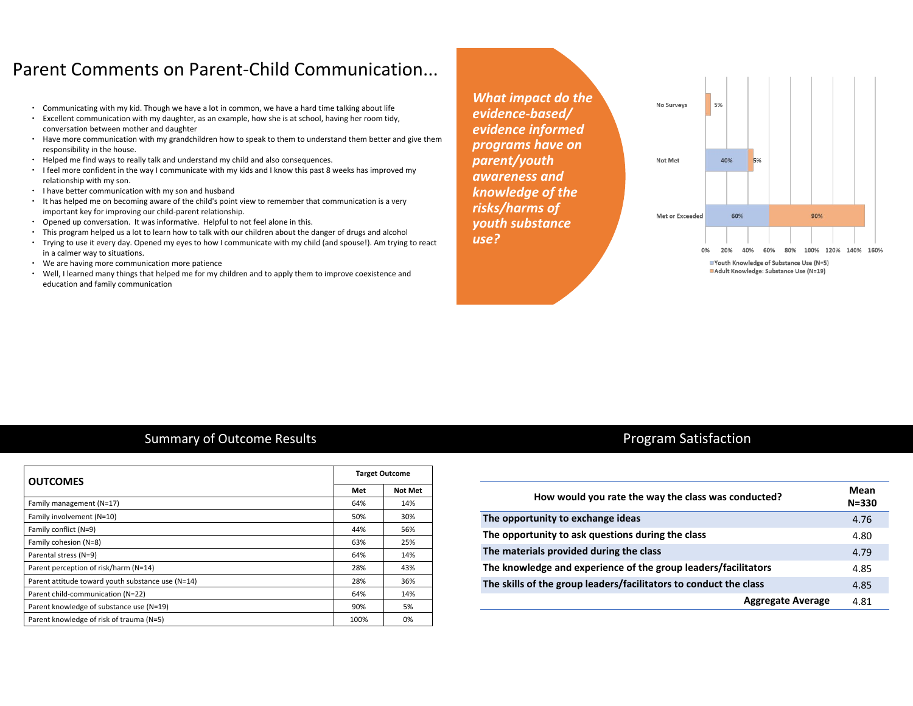# Parent Comments on Parent-Child Communication...

- Communicating with my kid. Though we have a lot in common, we have a hard time talking about life
- Excellent communication with my daughter, as an example, how she is at school, having her room tidy, conversation between mother and daughter
- Have more communication with my grandchildren how to speak to them to understand them better and give them responsibility in the house.
- Helped me find ways to really talk and understand my child and also consequences.
- I feel more confident in the way I communicate with my kids and I know this past 8 weeks has improved my relationship with my son.
- I have better communication with my son and husband
- It has helped me on becoming aware of the child's point view to remember that communication is a very important key for improving our child-parent relationship.
- Opened up conversation. It was informative. Helpful to not feel alone in this.
- This program helped us a lot to learn how to talk with our children about the danger of drugs and alcohol
- Trying to use it every day. Opened my eyes to how I communicate with my child (and spouse!). Am trying to react in a calmer way to situations.
- We are having more communication more patience
- Well, I learned many things that helped me for my children and to apply them to improve coexistence and education and family communication

***What impact do the evidence-based/ evidence informed programs have on parent/youth awareness and knowledge of the risks/harms of youth substance use?***

| | Youth Knowledge of Substance Use (N=5) | Adult Knowledge: Substance Use (N=19) |
|---|---|---|
| No Surveys | | 5% |
| Not Met | 40% | 5% |
| Met or Exceeded | 60% | 90% |

## Summary of Outcome Results

| OUTCOMES | Target Outcome | |
|---|---|---|
| | Met | Not Met |
| Family management (N=17) | 64% | 14% |
| Family involvement (N=10) | 50% | 30% |
| Family conflict (N=9) | 44% | 56% |
| Family cohesion (N=8) | 63% | 25% |
| Parental stress (N=9) | 64% | 14% |
| Parent perception of risk/harm (N=14) | 28% | 43% |
| Parent attitude toward youth substance use (N=14) | 28% | 36% |
| Parent child-communication (N=22) | 64% | 14% |
| Parent knowledge of substance use (N=19) | 90% | 5% |
| Parent knowledge of risk of trauma (N=5) | 100% | 0% |

## Program Satisfaction

| How would you rate the way the class was conducted? | Mean N=330 |
|---|---|
| The opportunity to exchange ideas | 4.76 |
| The opportunity to ask questions during the class | 4.80 |
| The materials provided during the class | 4.79 |
| The knowledge and experience of the group leaders/facilitators | 4.85 |
| The skills of the group leaders/facilitators to conduct the class | 4.85 |
| **Aggregate Average** | 4.81 |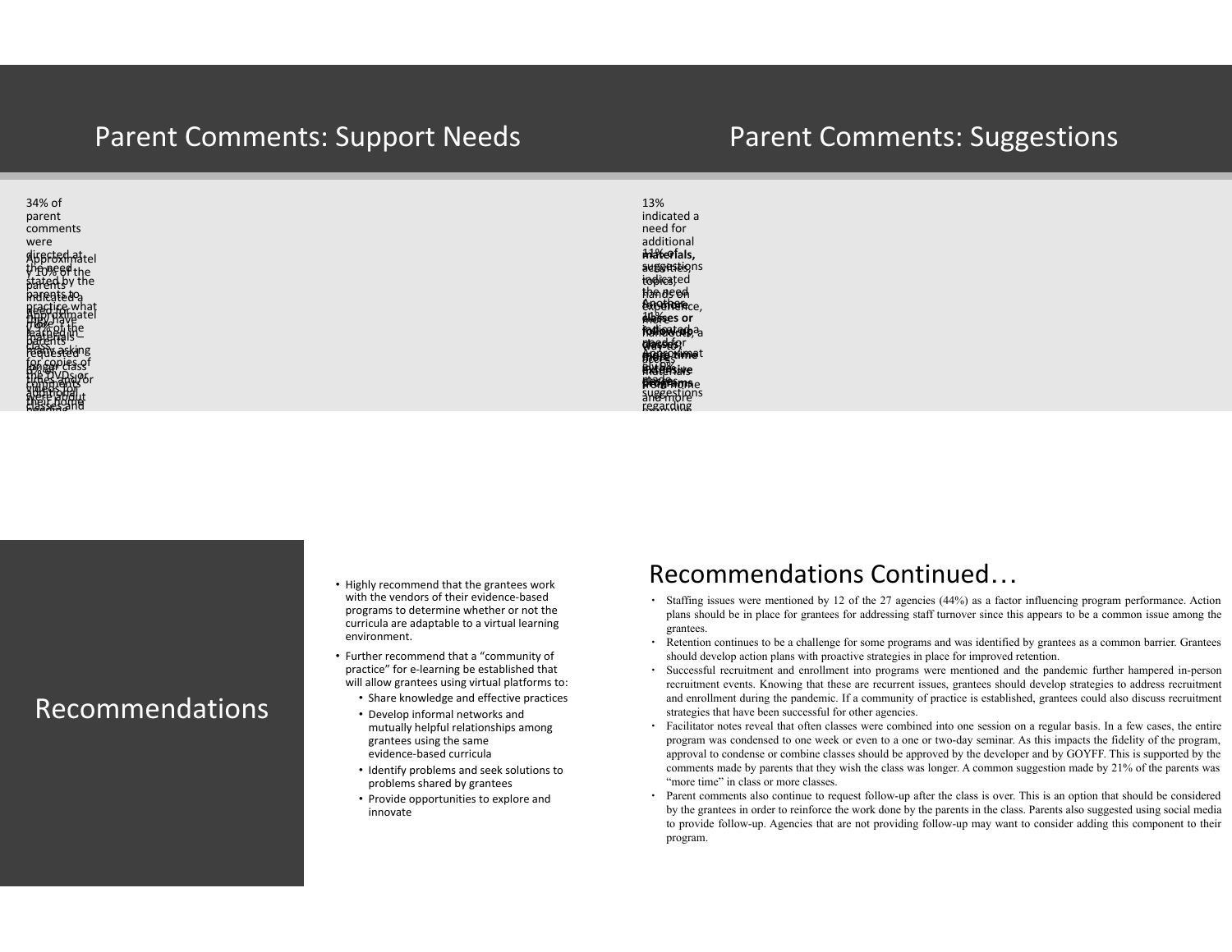## Parent Comments: Support Needs

34% of parent comments were directed at the need stated by the parents to practice what they have learned in class, asking for copies of the DVDs or videos for their home

Approximately 10% of the parents indicated a need for more materials

Approximately ...% of the parents requested longer class times

## Parent Comments: Suggestions

13% indicated a need for additional **materials,** activities, topics, hands on experience, ...

11% of suggestions indicated the need ... **follow-up** ...

Another ...% indicated a need for ... **more time** ...

Approximately ...% made suggestions regarding ...

# Recommendations

- Highly recommend that the grantees work with the vendors of their evidence-based programs to determine whether or not the curricula are adaptable to a virtual learning environment.
- Further recommend that a "community of practice" for e-learning be established that will allow grantees using virtual platforms to:
  - Share knowledge and effective practices
  - Develop informal networks and mutually helpful relationships among grantees using the same evidence-based curricula
  - Identify problems and seek solutions to problems shared by grantees
  - Provide opportunities to explore and innovate

# Recommendations Continued…

- Staffing issues were mentioned by 12 of the 27 agencies (44%) as a factor influencing program performance. Action plans should be in place for grantees for addressing staff turnover since this appears to be a common issue among the grantees.
- Retention continues to be a challenge for some programs and was identified by grantees as a common barrier. Grantees should develop action plans with proactive strategies in place for improved retention.
- Successful recruitment and enrollment into programs were mentioned and the pandemic further hampered in-person recruitment events. Knowing that these are recurrent issues, grantees should develop strategies to address recruitment and enrollment during the pandemic. If a community of practice is established, grantees could also discuss recruitment strategies that have been successful for other agencies.
- Facilitator notes reveal that often classes were combined into one session on a regular basis. In a few cases, the entire program was condensed to one week or even to a one or two-day seminar. As this impacts the fidelity of the program, approval to condense or combine classes should be approved by the developer and by GOYFF. This is supported by the comments made by parents that they wish the class was longer. A common suggestion made by 21% of the parents was "more time" in class or more classes.
- Parent comments also continue to request follow-up after the class is over. This is an option that should be considered by the grantees in order to reinforce the work done by the parents in the class. Parents also suggested using social media to provide follow-up. Agencies that are not providing follow-up may want to consider adding this component to their program.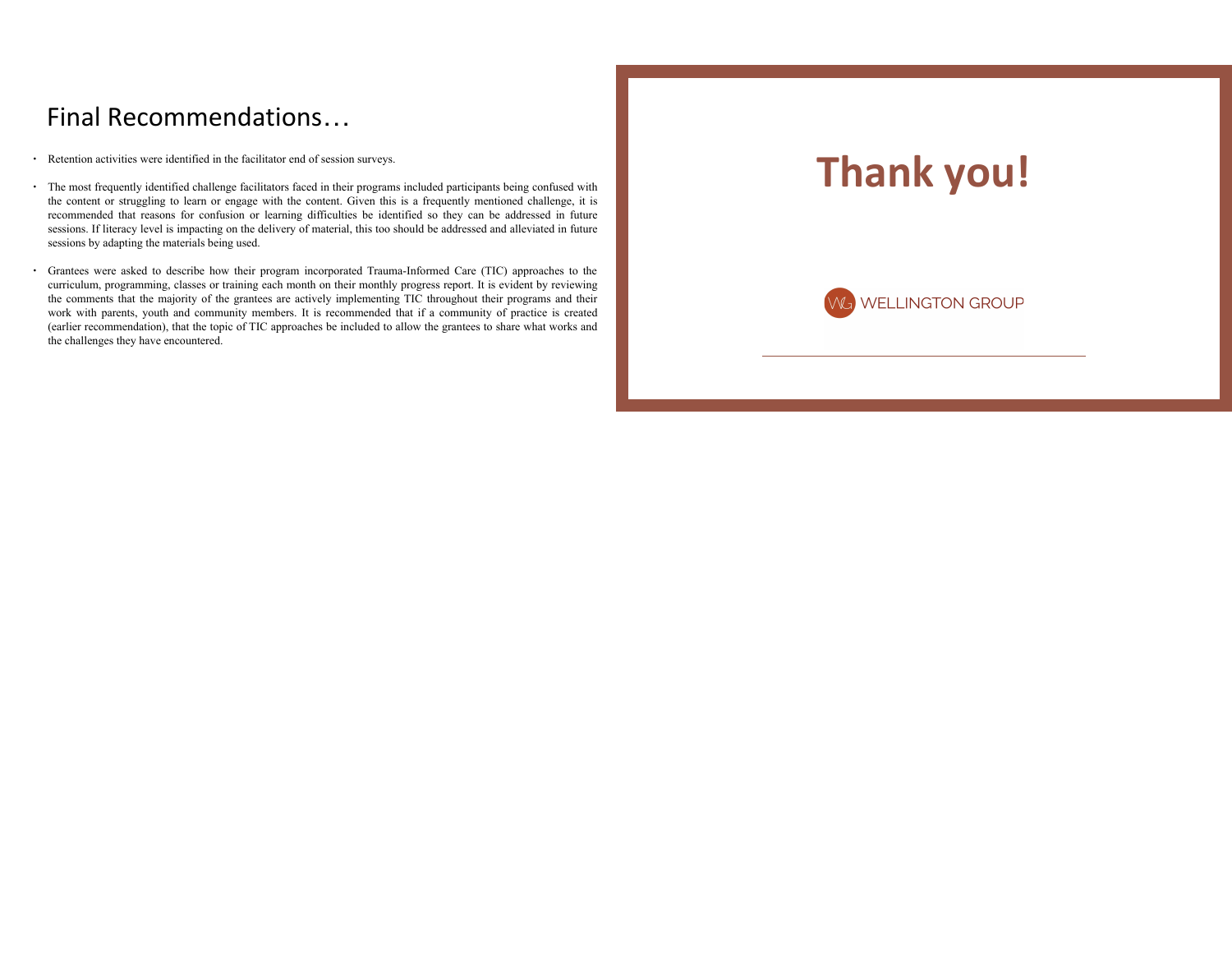## Final Recommendations…

- Retention activities were identified in the facilitator end of session surveys.
- The most frequently identified challenge facilitators faced in their programs included participants being confused with the content or struggling to learn or engage with the content. Given this is a frequently mentioned challenge, it is recommended that reasons for confusion or learning difficulties be identified so they can be addressed in future sessions. If literacy level is impacting on the delivery of material, this too should be addressed and alleviated in future sessions by adapting the materials being used.
- Grantees were asked to describe how their program incorporated Trauma-Informed Care (TIC) approaches to the curriculum, programming, classes or training each month on their monthly progress report. It is evident by reviewing the comments that the majority of the grantees are actively implementing TIC throughout their programs and their work with parents, youth and community members. It is recommended that if a community of practice is created (earlier recommendation), that the topic of TIC approaches be included to allow the grantees to share what works and the challenges they have encountered.

# Thank you!

WELLINGTON GROUP